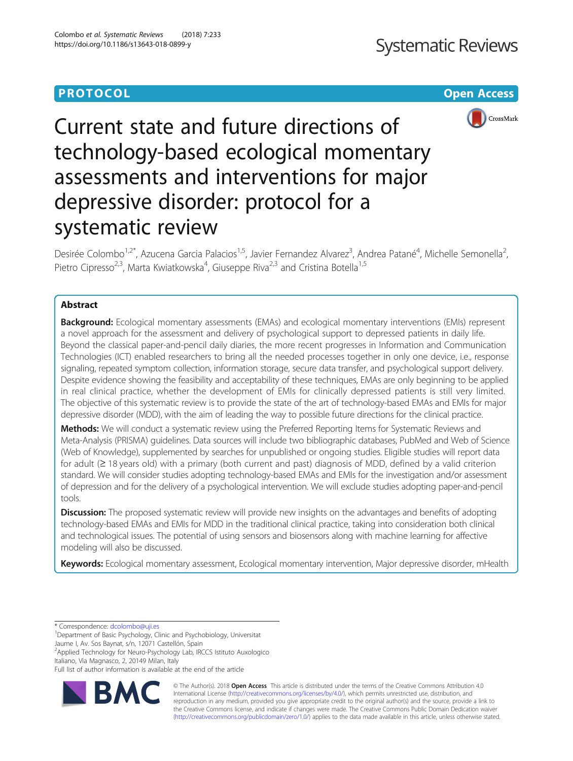**PROTOCOL** **Open Access**

# Current state and future directions of technology-based ecological momentary assessments and interventions for major depressive disorder: protocol for a systematic review

Desirée Colombo[1,2*], Azucena Garcia Palacios[1,5], Javier Fernandez Alvarez[3], Andrea Patané[4], Michelle Semonella[2], Pietro Cipresso[2,3], Marta Kwiatkowska[4], Giuseppe Riva[2,3] and Cristina Botella[1,5]

## Abstract

**Background:** Ecological momentary assessments (EMAs) and ecological momentary interventions (EMIs) represent a novel approach for the assessment and delivery of psychological support to depressed patients in daily life. Beyond the classical paper-and-pencil daily diaries, the more recent progresses in Information and Communication Technologies (ICT) enabled researchers to bring all the needed processes together in only one device, i.e., response signaling, repeated symptom collection, information storage, secure data transfer, and psychological support delivery. Despite evidence showing the feasibility and acceptability of these techniques, EMAs are only beginning to be applied in real clinical practice, whether the development of EMIs for clinically depressed patients is still very limited. The objective of this systematic review is to provide the state of the art of technology-based EMAs and EMIs for major depressive disorder (MDD), with the aim of leading the way to possible future directions for the clinical practice.

**Methods:** We will conduct a systematic review using the Preferred Reporting Items for Systematic Reviews and Meta-Analysis (PRISMA) guidelines. Data sources will include two bibliographic databases, PubMed and Web of Science (Web of Knowledge), supplemented by searches for unpublished or ongoing studies. Eligible studies will report data for adult (≥ 18 years old) with a primary (both current and past) diagnosis of MDD, defined by a valid criterion standard. We will consider studies adopting technology-based EMAs and EMIs for the investigation and/or assessment of depression and for the delivery of a psychological intervention. We will exclude studies adopting paper-and-pencil tools.

**Discussion:** The proposed systematic review will provide new insights on the advantages and benefits of adopting technology-based EMAs and EMIs for MDD in the traditional clinical practice, taking into consideration both clinical and technological issues. The potential of using sensors and biosensors along with machine learning for affective modeling will also be discussed.

**Keywords:** Ecological momentary assessment, Ecological momentary intervention, Major depressive disorder, mHealth

\* Correspondence: dcolombo@uji.es

[1]Department of Basic Psychology, Clinic and Psychobiology, Universitat Jaume I, Av. Sos Baynat, s/n, 12071 Castellón, Spain

[2]Applied Technology for Neuro-Psychology Lab, IRCCS Istituto Auxologico Italiano, Via Magnasco, 2, 20149 Milan, Italy

Full list of author information is available at the end of the article

© The Author(s). 2018 **Open Access** This article is distributed under the terms of the Creative Commons Attribution 4.0 International License (http://creativecommons.org/licenses/by/4.0/), which permits unrestricted use, distribution, and reproduction in any medium, provided you give appropriate credit to the original author(s) and the source, provide a link to the Creative Commons license, and indicate if changes were made. The Creative Commons Public Domain Dedication waiver (http://creativecommons.org/publicdomain/zero/1.0/) applies to the data made available in this article, unless otherwise stated.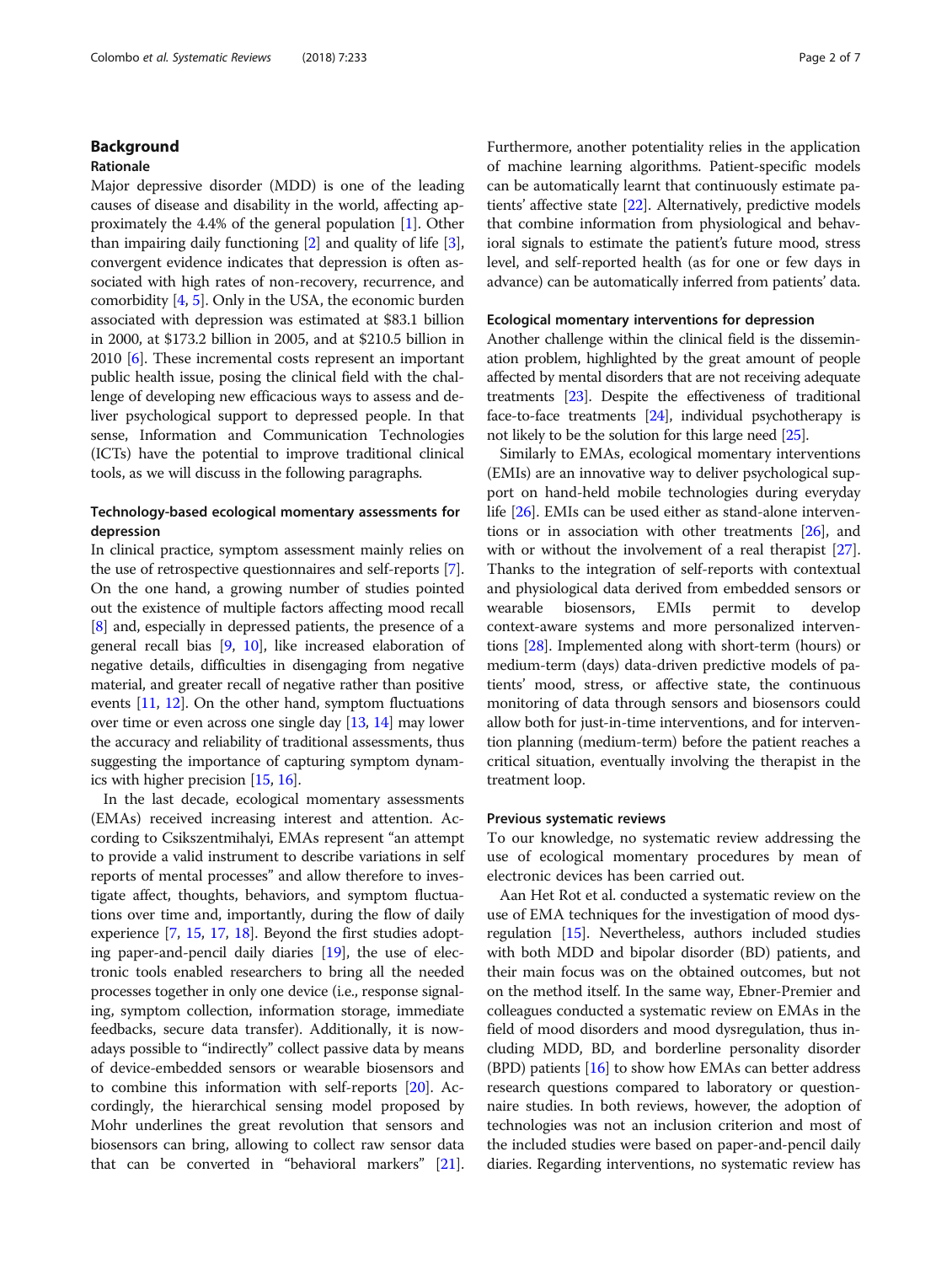## Background

### Rationale

Major depressive disorder (MDD) is one of the leading causes of disease and disability in the world, affecting approximately the 4.4% of the general population [1]. Other than impairing daily functioning [2] and quality of life [3], convergent evidence indicates that depression is often associated with high rates of non-recovery, recurrence, and comorbidity [4, 5]. Only in the USA, the economic burden associated with depression was estimated at $83.1 billion in 2000, at $173.2 billion in 2005, and at $210.5 billion in 2010 [6]. These incremental costs represent an important public health issue, posing the clinical field with the challenge of developing new efficacious ways to assess and deliver psychological support to depressed people. In that sense, Information and Communication Technologies (ICTs) have the potential to improve traditional clinical tools, as we will discuss in the following paragraphs.

### Technology-based ecological momentary assessments for depression

In clinical practice, symptom assessment mainly relies on the use of retrospective questionnaires and self-reports [7]. On the one hand, a growing number of studies pointed out the existence of multiple factors affecting mood recall [8] and, especially in depressed patients, the presence of a general recall bias [9, 10], like increased elaboration of negative details, difficulties in disengaging from negative material, and greater recall of negative rather than positive events [11, 12]. On the other hand, symptom fluctuations over time or even across one single day [13, 14] may lower the accuracy and reliability of traditional assessments, thus suggesting the importance of capturing symptom dynamics with higher precision [15, 16].

In the last decade, ecological momentary assessments (EMAs) received increasing interest and attention. According to Csikszentmihalyi, EMAs represent "an attempt to provide a valid instrument to describe variations in self reports of mental processes" and allow therefore to investigate affect, thoughts, behaviors, and symptom fluctuations over time and, importantly, during the flow of daily experience [7, 15, 17, 18]. Beyond the first studies adopting paper-and-pencil daily diaries [19], the use of electronic tools enabled researchers to bring all the needed processes together in only one device (i.e., response signaling, symptom collection, information storage, immediate feedbacks, secure data transfer). Additionally, it is nowadays possible to "indirectly" collect passive data by means of device-embedded sensors or wearable biosensors and to combine this information with self-reports [20]. Accordingly, the hierarchical sensing model proposed by Mohr underlines the great revolution that sensors and biosensors can bring, allowing to collect raw sensor data that can be converted in "behavioral markers" [21]. Furthermore, another potentiality relies in the application of machine learning algorithms. Patient-specific models can be automatically learnt that continuously estimate patients' affective state [22]. Alternatively, predictive models that combine information from physiological and behavioral signals to estimate the patient's future mood, stress level, and self-reported health (as for one or few days in advance) can be automatically inferred from patients' data.

### Ecological momentary interventions for depression

Another challenge within the clinical field is the dissemination problem, highlighted by the great amount of people affected by mental disorders that are not receiving adequate treatments [23]. Despite the effectiveness of traditional face-to-face treatments [24], individual psychotherapy is not likely to be the solution for this large need [25].

Similarly to EMAs, ecological momentary interventions (EMIs) are an innovative way to deliver psychological support on hand-held mobile technologies during everyday life [26]. EMIs can be used either as stand-alone interventions or in association with other treatments [26], and with or without the involvement of a real therapist [27]. Thanks to the integration of self-reports with contextual and physiological data derived from embedded sensors or wearable biosensors, EMIs permit to develop context-aware systems and more personalized interventions [28]. Implemented along with short-term (hours) or medium-term (days) data-driven predictive models of patients' mood, stress, or affective state, the continuous monitoring of data through sensors and biosensors could allow both for just-in-time interventions, and for intervention planning (medium-term) before the patient reaches a critical situation, eventually involving the therapist in the treatment loop.

### Previous systematic reviews

To our knowledge, no systematic review addressing the use of ecological momentary procedures by mean of electronic devices has been carried out.

Aan Het Rot et al. conducted a systematic review on the use of EMA techniques for the investigation of mood dysregulation [15]. Nevertheless, authors included studies with both MDD and bipolar disorder (BD) patients, and their main focus was on the obtained outcomes, but not on the method itself. In the same way, Ebner-Premier and colleagues conducted a systematic review on EMAs in the field of mood disorders and mood dysregulation, thus including MDD, BD, and borderline personality disorder (BPD) patients [16] to show how EMAs can better address research questions compared to laboratory or questionnaire studies. In both reviews, however, the adoption of technologies was not an inclusion criterion and most of the included studies were based on paper-and-pencil daily diaries. Regarding interventions, no systematic review has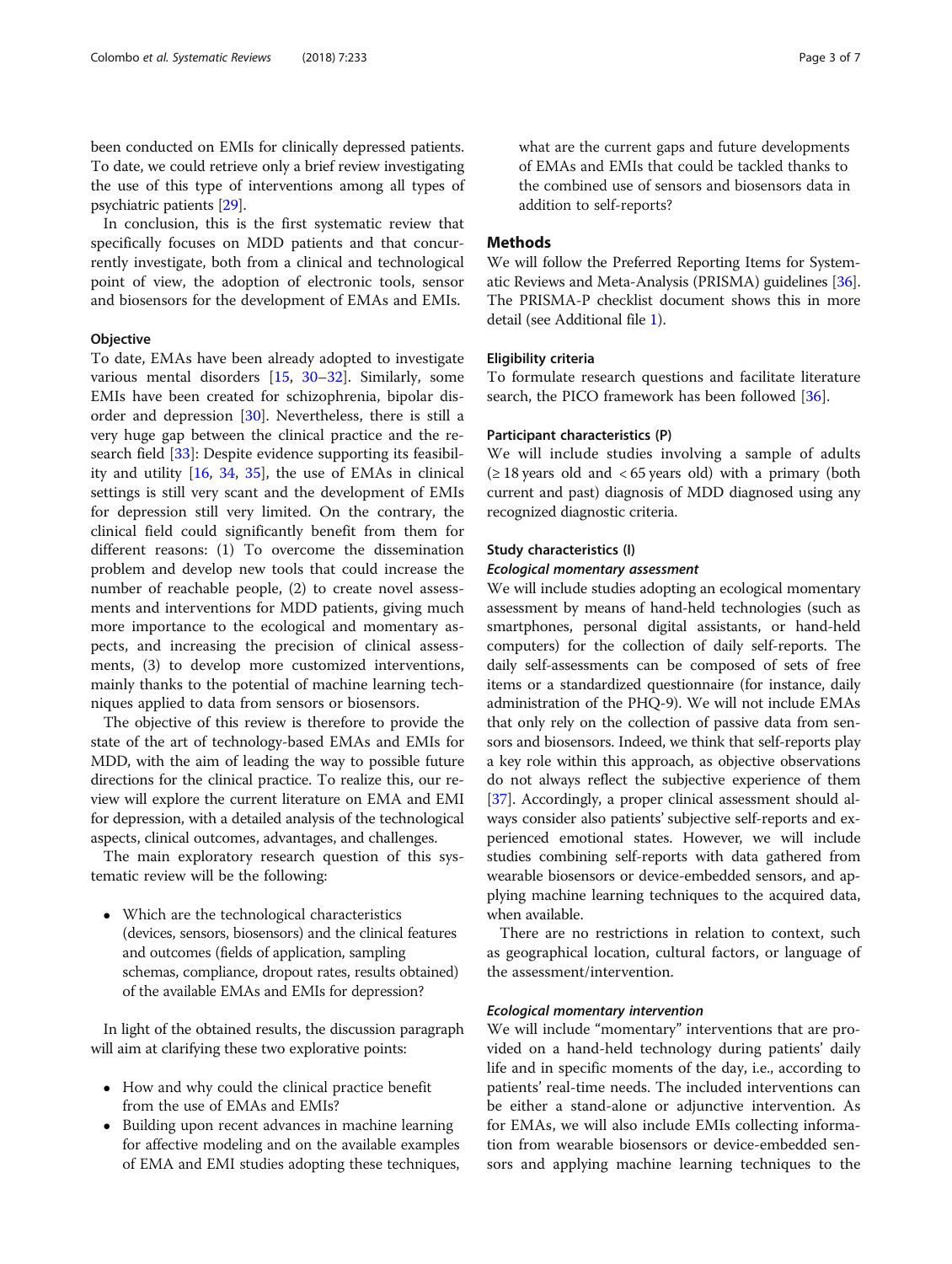been conducted on EMIs for clinically depressed patients. To date, we could retrieve only a brief review investigating the use of this type of interventions among all types of psychiatric patients [29].

In conclusion, this is the first systematic review that specifically focuses on MDD patients and that concurrently investigate, both from a clinical and technological point of view, the adoption of electronic tools, sensor and biosensors for the development of EMAs and EMIs.

### Objective

To date, EMAs have been already adopted to investigate various mental disorders [15, 30–32]. Similarly, some EMIs have been created for schizophrenia, bipolar disorder and depression [30]. Nevertheless, there is still a very huge gap between the clinical practice and the research field [33]: Despite evidence supporting its feasibility and utility [16, 34, 35], the use of EMAs in clinical settings is still very scant and the development of EMIs for depression still very limited. On the contrary, the clinical field could significantly benefit from them for different reasons: (1) To overcome the dissemination problem and develop new tools that could increase the number of reachable people, (2) to create novel assessments and interventions for MDD patients, giving much more importance to the ecological and momentary aspects, and increasing the precision of clinical assessments, (3) to develop more customized interventions, mainly thanks to the potential of machine learning techniques applied to data from sensors or biosensors.

The objective of this review is therefore to provide the state of the art of technology-based EMAs and EMIs for MDD, with the aim of leading the way to possible future directions for the clinical practice. To realize this, our review will explore the current literature on EMA and EMI for depression, with a detailed analysis of the technological aspects, clinical outcomes, advantages, and challenges.

The main exploratory research question of this systematic review will be the following:

- Which are the technological characteristics (devices, sensors, biosensors) and the clinical features and outcomes (fields of application, sampling schemas, compliance, dropout rates, results obtained) of the available EMAs and EMIs for depression?

In light of the obtained results, the discussion paragraph will aim at clarifying these two explorative points:

- How and why could the clinical practice benefit from the use of EMAs and EMIs?
- Building upon recent advances in machine learning for affective modeling and on the available examples of EMA and EMI studies adopting these techniques, what are the current gaps and future developments of EMAs and EMIs that could be tackled thanks to the combined use of sensors and biosensors data in addition to self-reports?

## Methods

We will follow the Preferred Reporting Items for Systematic Reviews and Meta-Analysis (PRISMA) guidelines [36]. The PRISMA-P checklist document shows this in more detail (see Additional file 1).

### Eligibility criteria

To formulate research questions and facilitate literature search, the PICO framework has been followed [36].

### Participant characteristics (P)

We will include studies involving a sample of adults (≥ 18 years old and < 65 years old) with a primary (both current and past) diagnosis of MDD diagnosed using any recognized diagnostic criteria.

### Study characteristics (I)

#### *Ecological momentary assessment*

We will include studies adopting an ecological momentary assessment by means of hand-held technologies (such as smartphones, personal digital assistants, or hand-held computers) for the collection of daily self-reports. The daily self-assessments can be composed of sets of free items or a standardized questionnaire (for instance, daily administration of the PHQ-9). We will not include EMAs that only rely on the collection of passive data from sensors and biosensors. Indeed, we think that self-reports play a key role within this approach, as objective observations do not always reflect the subjective experience of them [37]. Accordingly, a proper clinical assessment should always consider also patients' subjective self-reports and experienced emotional states. However, we will include studies combining self-reports with data gathered from wearable biosensors or device-embedded sensors, and applying machine learning techniques to the acquired data, when available.

There are no restrictions in relation to context, such as geographical location, cultural factors, or language of the assessment/intervention.

#### *Ecological momentary intervention*

We will include "momentary" interventions that are provided on a hand-held technology during patients' daily life and in specific moments of the day, i.e., according to patients' real-time needs. The included interventions can be either a stand-alone or adjunctive intervention. As for EMAs, we will also include EMIs collecting information from wearable biosensors or device-embedded sensors and applying machine learning techniques to the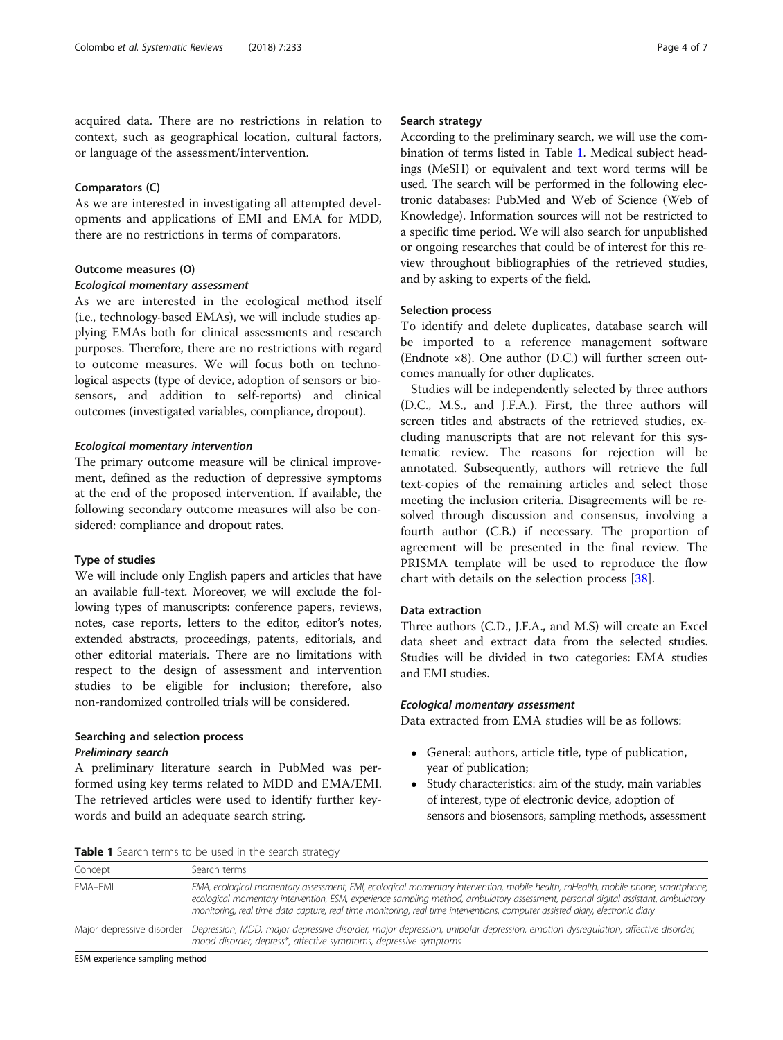acquired data. There are no restrictions in relation to context, such as geographical location, cultural factors, or language of the assessment/intervention.

### Comparators (C)

As we are interested in investigating all attempted developments and applications of EMI and EMA for MDD, there are no restrictions in terms of comparators.

### Outcome measures (O)

#### *Ecological momentary assessment*

As we are interested in the ecological method itself (i.e., technology-based EMAs), we will include studies applying EMAs both for clinical assessments and research purposes. Therefore, there are no restrictions with regard to outcome measures. We will focus both on technological aspects (type of device, adoption of sensors or biosensors, and addition to self-reports) and clinical outcomes (investigated variables, compliance, dropout).

#### *Ecological momentary intervention*

The primary outcome measure will be clinical improvement, defined as the reduction of depressive symptoms at the end of the proposed intervention. If available, the following secondary outcome measures will also be considered: compliance and dropout rates.

### Type of studies

We will include only English papers and articles that have an available full-text. Moreover, we will exclude the following types of manuscripts: conference papers, reviews, notes, case reports, letters to the editor, editor's notes, extended abstracts, proceedings, patents, editorials, and other editorial materials. There are no limitations with respect to the design of assessment and intervention studies to be eligible for inclusion; therefore, also non-randomized controlled trials will be considered.

## Searching and selection process

#### *Preliminary search*

A preliminary literature search in PubMed was performed using key terms related to MDD and EMA/EMI. The retrieved articles were used to identify further keywords and build an adequate search string.

### Search strategy

According to the preliminary search, we will use the combination of terms listed in Table 1. Medical subject headings (MeSH) or equivalent and text word terms will be used. The search will be performed in the following electronic databases: PubMed and Web of Science (Web of Knowledge). Information sources will not be restricted to a specific time period. We will also search for unpublished or ongoing researches that could be of interest for this review throughout bibliographies of the retrieved studies, and by asking to experts of the field.

### Selection process

To identify and delete duplicates, database search will be imported to a reference management software (Endnote ×8). One author (D.C.) will further screen outcomes manually for other duplicates.

Studies will be independently selected by three authors (D.C., M.S., and J.F.A.). First, the three authors will screen titles and abstracts of the retrieved studies, excluding manuscripts that are not relevant for this systematic review. The reasons for rejection will be annotated. Subsequently, authors will retrieve the full text-copies of the remaining articles and select those meeting the inclusion criteria. Disagreements will be resolved through discussion and consensus, involving a fourth author (C.B.) if necessary. The proportion of agreement will be presented in the final review. The PRISMA template will be used to reproduce the flow chart with details on the selection process [38].

### Data extraction

Three authors (C.D., J.F.A., and M.S) will create an Excel data sheet and extract data from the selected studies. Studies will be divided in two categories: EMA studies and EMI studies.

#### *Ecological momentary assessment*

Data extracted from EMA studies will be as follows:

- General: authors, article title, type of publication, year of publication;
- Study characteristics: aim of the study, main variables of interest, type of electronic device, adoption of sensors and biosensors, sampling methods, assessment

**Table 1** Search terms to be used in the search strategy

| Concept | Search terms |
|---|---|
| EMA–EMI | *EMA, ecological momentary assessment, EMI, ecological momentary intervention, mobile health, mHealth, mobile phone, smartphone, ecological momentary intervention, ESM, experience sampling method, ambulatory assessment, personal digital assistant, ambulatory monitoring, real time data capture, real time monitoring, real time interventions, computer assisted diary, electronic diary* |
| Major depressive disorder | *Depression, MDD, major depressive disorder, major depression, unipolar depression, emotion dysregulation, affective disorder, mood disorder, depress*, affective symptoms, depressive symptoms* |

ESM experience sampling method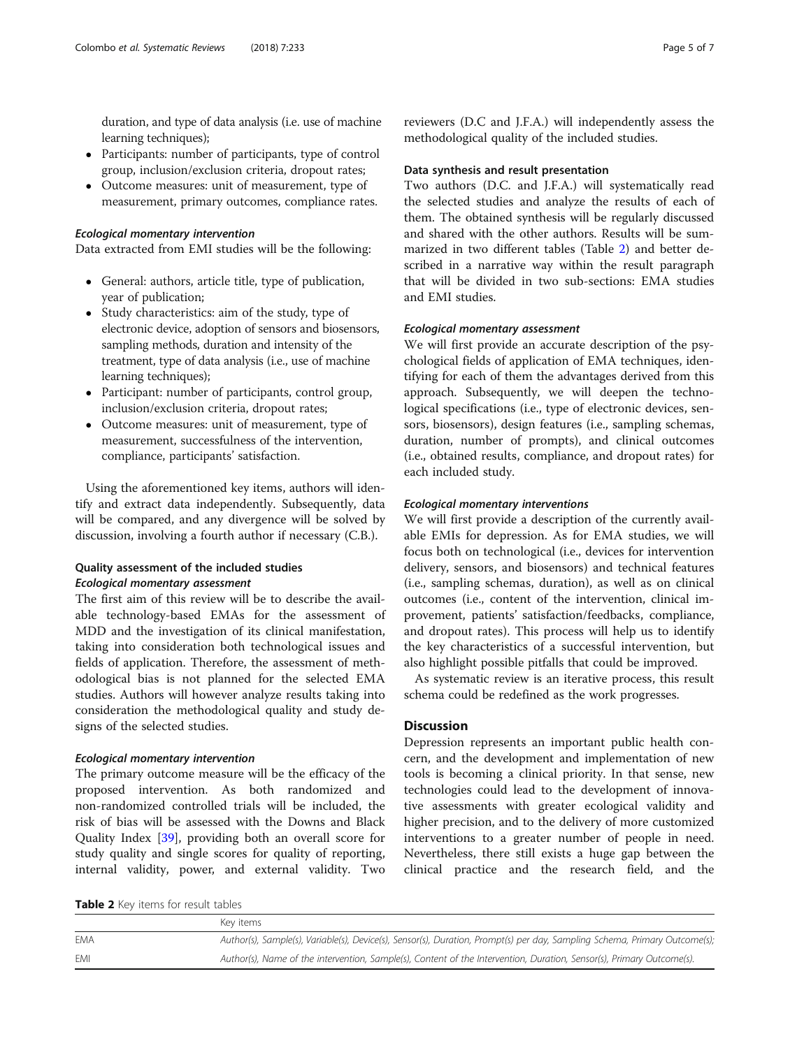duration, and type of data analysis (i.e. use of machine learning techniques);

- Participants: number of participants, type of control group, inclusion/exclusion criteria, dropout rates;
- Outcome measures: unit of measurement, type of measurement, primary outcomes, compliance rates.

#### *Ecological momentary intervention*

Data extracted from EMI studies will be the following:

- General: authors, article title, type of publication, year of publication;
- Study characteristics: aim of the study, type of electronic device, adoption of sensors and biosensors, sampling methods, duration and intensity of the treatment, type of data analysis (i.e., use of machine learning techniques);
- Participant: number of participants, control group, inclusion/exclusion criteria, dropout rates;
- Outcome measures: unit of measurement, type of measurement, successfulness of the intervention, compliance, participants' satisfaction.

Using the aforementioned key items, authors will identify and extract data independently. Subsequently, data will be compared, and any divergence will be solved by discussion, involving a fourth author if necessary (C.B.).

### Quality assessment of the included studies

#### *Ecological momentary assessment*

The first aim of this review will be to describe the available technology-based EMAs for the assessment of MDD and the investigation of its clinical manifestation, taking into consideration both technological issues and fields of application. Therefore, the assessment of methodological bias is not planned for the selected EMA studies. Authors will however analyze results taking into consideration the methodological quality and study designs of the selected studies.

#### *Ecological momentary intervention*

The primary outcome measure will be the efficacy of the proposed intervention. As both randomized and non-randomized controlled trials will be included, the risk of bias will be assessed with the Downs and Black Quality Index [39], providing both an overall score for study quality and single scores for quality of reporting, internal validity, power, and external validity. Two reviewers (D.C and J.F.A.) will independently assess the methodological quality of the included studies.

### Data synthesis and result presentation

Two authors (D.C. and J.F.A.) will systematically read the selected studies and analyze the results of each of them. The obtained synthesis will be regularly discussed and shared with the other authors. Results will be summarized in two different tables (Table 2) and better described in a narrative way within the result paragraph that will be divided in two sub-sections: EMA studies and EMI studies.

#### *Ecological momentary assessment*

We will first provide an accurate description of the psychological fields of application of EMA techniques, identifying for each of them the advantages derived from this approach. Subsequently, we will deepen the technological specifications (i.e., type of electronic devices, sensors, biosensors), design features (i.e., sampling schemas, duration, number of prompts), and clinical outcomes (i.e., obtained results, compliance, and dropout rates) for each included study.

#### *Ecological momentary interventions*

We will first provide a description of the currently available EMIs for depression. As for EMA studies, we will focus both on technological (i.e., devices for intervention delivery, sensors, and biosensors) and technical features (i.e., sampling schemas, duration), as well as on clinical outcomes (i.e., content of the intervention, clinical improvement, patients' satisfaction/feedbacks, compliance, and dropout rates). This process will help us to identify the key characteristics of a successful intervention, but also highlight possible pitfalls that could be improved.

As systematic review is an iterative process, this result schema could be redefined as the work progresses.

## Discussion

Depression represents an important public health concern, and the development and implementation of new tools is becoming a clinical priority. In that sense, new technologies could lead to the development of innovative assessments with greater ecological validity and higher precision, and to the delivery of more customized interventions to a greater number of people in need. Nevertheless, there still exists a huge gap between the clinical practice and the research field, and the

**Table 2** Key items for result tables

| | Key items |
|---|---|
| EMA | *Author(s), Sample(s), Variable(s), Device(s), Sensor(s), Duration, Prompt(s) per day, Sampling Schema, Primary Outcome(s);* |
| EMI | *Author(s), Name of the intervention, Sample(s), Content of the Intervention, Duration, Sensor(s), Primary Outcome(s).* |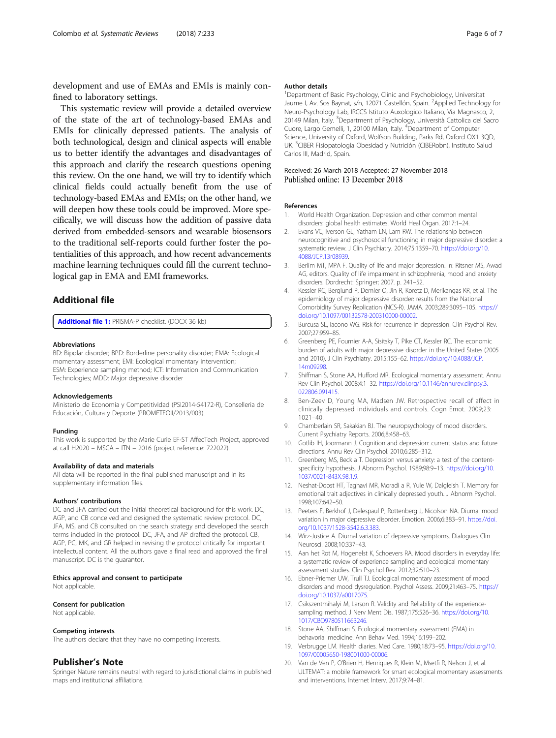development and use of EMAs and EMIs is mainly confined to laboratory settings.

This systematic review will provide a detailed overview of the state of the art of technology-based EMAs and EMIs for clinically depressed patients. The analysis of both technological, design and clinical aspects will enable us to better identify the advantages and disadvantages of this approach and clarify the research questions opening this review. On the one hand, we will try to identify which clinical fields could actually benefit from the use of technology-based EMAs and EMIs; on the other hand, we will deepen how these tools could be improved. More specifically, we will discuss how the addition of passive data derived from embedded-sensors and wearable biosensors to the traditional self-reports could further foster the potentialities of this approach, and how recent advancements machine learning techniques could fill the current technological gap in EMA and EMI frameworks.

## Additional file

**Additional file 1:** PRISMA-P checklist. (DOCX 36 kb)

### Abbreviations

BD: Bipolar disorder; BPD: Borderline personality disorder; EMA: Ecological momentary assessment; EMI: Ecological momentary intervention; ESM: Experience sampling method; ICT: Information and Communication Technologies; MDD: Major depressive disorder

### Acknowledgements

Ministerio de Economía y Competitividad (PSI2014-54172-R), Conselleria de Educación, Cultura y Deporte (PROMETEOII/2013/003).

### Funding

This work is supported by the Marie Curie EF-ST AffecTech Project, approved at call H2020 – MSCA – ITN – 2016 (project reference: 722022).

### Availability of data and materials

All data will be reported in the final published manuscript and in its supplementary information files.

### Authors' contributions

DC and JFA carried out the initial theoretical background for this work. DC, AGP, and CB conceived and designed the systematic review protocol. DC, JFA, MS, and CB consulted on the search strategy and developed the search terms included in the protocol. DC, JFA, and AP drafted the protocol. CB, AGP, PC, MK, and GR helped in revising the protocol critically for important intellectual content. All the authors gave a final read and approved the final manuscript. DC is the guarantor.

### Ethics approval and consent to participate

Not applicable.

### Consent for publication

Not applicable.

### Competing interests

The authors declare that they have no competing interests.

## Publisher's Note

Springer Nature remains neutral with regard to jurisdictional claims in published maps and institutional affiliations.

### Author details

[1]Department of Basic Psychology, Clinic and Psychobiology, Universitat Jaume I, Av. Sos Baynat, s/n, 12071 Castellón, Spain. [2]Applied Technology for Neuro-Psychology Lab, IRCCS Istituto Auxologico Italiano, Via Magnasco, 2, 20149 Milan, Italy. [3]Department of Psychology, Università Cattolica del Sacro Cuore, Largo Gemelli, 1, 20100 Milan, Italy. [4]Department of Computer Science, University of Oxford, Wolfson Building, Parks Rd, Oxford OX1 3QD, UK. [5]CIBER Fisiopatología Obesidad y Nutrición (CIBERobn), Instituto Salud Carlos III, Madrid, Spain.

Received: 26 March 2018 Accepted: 27 November 2018
Published online: 13 December 2018

## References

1. World Health Organization. Depression and other common mental disorders: global health estimates. World Heal Organ. 2017:1–24.
2. Evans VC, Iverson GL, Yatham LN, Lam RW. The relationship between neurocognitive and psychosocial functioning in major depressive disorder: a systematic review. J Clin Psychiatry. 2014;75:1359–70. https://doi.org/10.4088/JCP.13r08939.
3. Berlim MT, MPA F. Quality of life and major depression. In: Ritsner MS, Awad AG, editors. Quality of life impairment in schizophrenia, mood and anxiety disorders. Dordrecht: Springer; 2007. p. 241–52.
4. Kessler RC, Berglund P, Demler O, Jin R, Koretz D, Merikangas KR, et al. The epidemiology of major depressive disorder: results from the National Comorbidity Survey Replication (NCS-R). JAMA. 2003;289:3095–105. https://doi.org/10.1097/00132578-200310000-00002.
5. Burcusa SL, Iacono WG. Risk for recurrence in depression. Clin Psychol Rev. 2007;27:959–85.
6. Greenberg PE, Fournier A-A, Sisitsky T, Pike CT, Kessler RC. The economic burden of adults with major depressive disorder in the United States (2005 and 2010). J Clin Psychiatry. 2015:155–62. https://doi.org/10.4088/JCP.14m09298.
7. Shiffman S, Stone AA, Hufford MR. Ecological momentary assessment. Annu Rev Clin Psychol. 2008;4:1–32. https://doi.org/10.1146/annurev.clinpsy.3.022806.091415.
8. Ben-Zeev D, Young MA, Madsen JW. Retrospective recall of affect in clinically depressed individuals and controls. Cogn Emot. 2009;23:1021–40.
9. Chamberlain SR, Sakakian BJ. The neuropsychology of mood disorders. Current Psychiatry Reports. 2006;8:458–63.
10. Gotlib IH, Joormann J. Cognition and depression: current status and future directions. Annu Rev Clin Psychol. 2010;6:285–312.
11. Greenberg MS, Beck a T. Depression versus anxiety: a test of the content-specificity hypothesis. J Abnorm Psychol. 1989;98:9–13. https://doi.org/10.1037/0021-843X.98.1.9.
12. Neshat-Doost HT, Taghavi MR, Moradi a R, Yule W, Dalgleish T. Memory for emotional trait adjectives in clinically depressed youth. J Abnorm Psychol. 1998;107:642–50.
13. Peeters F, Berkhof J, Delespaul P, Rottenberg J, Nicolson NA. Diurnal mood variation in major depressive disorder. Emotion. 2006;6:383–91. https://doi.org/10.1037/1528-3542.6.3.383.
14. Wirz-Justice A. Diurnal variation of depressive symptoms. Dialogues Clin Neurosci. 2008;10:337–43.
15. Aan het Rot M, Hogenelst K, Schoevers RA. Mood disorders in everyday life: a systematic review of experience sampling and ecological momentary assessment studies. Clin Psychol Rev. 2012;32:510–23.
16. Ebner-Priemer UW, Trull TJ. Ecological momentary assessment of mood disorders and mood dysregulation. Psychol Assess. 2009;21:463–75. https://doi.org/10.1037/a0017075.
17. Csikszentmihalyi M, Larson R. Validity and Reliability of the experience-sampling method. J Nerv Ment Dis. 1987;175:526–36. https://doi.org/10.1017/CBO9780511663246.
18. Stone AA, Shiffman S. Ecological momentary assessment (EMA) in behavioral medicine. Ann Behav Med. 1994;16:199–202.
19. Verbrugge LM. Health diaries. Med Care. 1980;18:73–95. https://doi.org/10.1097/00005650-198001000-00006.
20. Van de Ven P, O'Brien H, Henriques R, Klein M, Msetfi R, Nelson J, et al. ULTEMAT: a mobile framework for smart ecological momentary assessments and interventions. Internet Interv. 2017;9:74–81.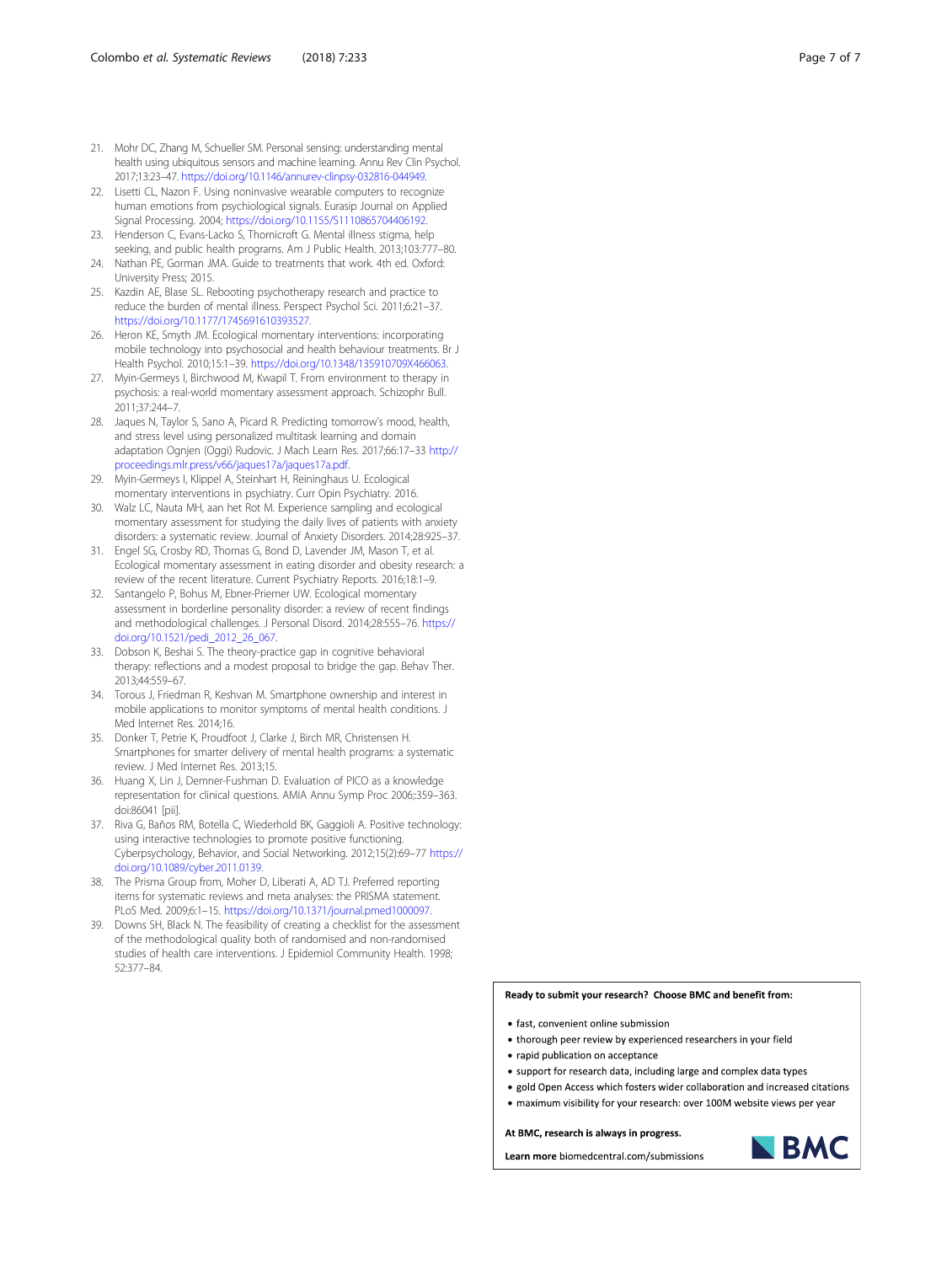21. Mohr DC, Zhang M, Schueller SM. Personal sensing: understanding mental health using ubiquitous sensors and machine learning. Annu Rev Clin Psychol. 2017;13:23–47. https://doi.org/10.1146/annurev-clinpsy-032816-044949.
22. Lisetti CL, Nazon F. Using noninvasive wearable computers to recognize human emotions from psychological signals. Eurasip Journal on Applied Signal Processing. 2004; https://doi.org/10.1155/S1110865704406192.
23. Henderson C, Evans-Lacko S, Thornicroft G. Mental illness stigma, help seeking, and public health programs. Am J Public Health. 2013;103:777–80.
24. Nathan PE, Gorman JMA. Guide to treatments that work. 4th ed. Oxford: University Press; 2015.
25. Kazdin AE, Blase SL. Rebooting psychotherapy research and practice to reduce the burden of mental illness. Perspect Psychol Sci. 2011;6:21–37. https://doi.org/10.1177/1745691610393527.
26. Heron KE, Smyth JM. Ecological momentary interventions: incorporating mobile technology into psychosocial and health behaviour treatments. Br J Health Psychol. 2010;15:1–39. https://doi.org/10.1348/135910709X466063.
27. Myin-Germeys I, Birchwood M, Kwapil T. From environment to therapy in psychosis: a real-world momentary assessment approach. Schizophr Bull. 2011;37:244–7.
28. Jaques N, Taylor S, Sano A, Picard R. Predicting tomorrow's mood, health, and stress level using personalized multitask learning and domain adaptation Ognjen (Oggi) Rudovic. J Mach Learn Res. 2017;66:17–33 http://proceedings.mlr.press/v66/jaques17a/jaques17a.pdf.
29. Myin-Germeys I, Klippel A, Steinhart H, Reininghaus U. Ecological momentary interventions in psychiatry. Curr Opin Psychiatry. 2016.
30. Walz LC, Nauta MH, aan het Rot M. Experience sampling and ecological momentary assessment for studying the daily lives of patients with anxiety disorders: a systematic review. Journal of Anxiety Disorders. 2014;28:925–37.
31. Engel SG, Crosby RD, Thomas G, Bond D, Lavender JM, Mason T, et al. Ecological momentary assessment in eating disorder and obesity research: a review of the recent literature. Current Psychiatry Reports. 2016;18:1–9.
32. Santangelo P, Bohus M, Ebner-Priemer UW. Ecological momentary assessment in borderline personality disorder: a review of recent findings and methodological challenges. J Personal Disord. 2014;28:555–76. https://doi.org/10.1521/pedi_2012_26_067.
33. Dobson K, Beshai S. The theory-practice gap in cognitive behavioral therapy: reflections and a modest proposal to bridge the gap. Behav Ther. 2013;44:559–67.
34. Torous J, Friedman R, Keshvan M. Smartphone ownership and interest in mobile applications to monitor symptoms of mental health conditions. J Med Internet Res. 2014;16.
35. Donker T, Petrie K, Proudfoot J, Clarke J, Birch MR, Christensen H. Smartphones for smarter delivery of mental health programs: a systematic review. J Med Internet Res. 2013;15.
36. Huang X, Lin J, Demner-Fushman D. Evaluation of PICO as a knowledge representation for clinical questions. AMIA Annu Symp Proc 2006;:359–363. doi:86041 [pii].
37. Riva G, Baños RM, Botella C, Wiederhold BK, Gaggioli A. Positive technology: using interactive technologies to promote positive functioning. Cyberpsychology, Behavior, and Social Networking. 2012;15(2):69–77 https://doi.org/10.1089/cyber.2011.0139.
38. The Prisma Group from, Moher D, Liberati A, AD TJ. Preferred reporting items for systematic reviews and meta analyses: the PRISMA statement. PLoS Med. 2009;6:1–15. https://doi.org/10.1371/journal.pmed1000097.
39. Downs SH, Black N. The feasibility of creating a checklist for the assessment of the methodological quality both of randomised and non-randomised studies of health care interventions. J Epidemiol Community Health. 1998; 52:377–84.

**Ready to submit your research? Choose BMC and benefit from:**

- fast, convenient online submission
- thorough peer review by experienced researchers in your field
- rapid publication on acceptance
- support for research data, including large and complex data types
- gold Open Access which fosters wider collaboration and increased citations
- maximum visibility for your research: over 100M website views per year

**At BMC, research is always in progress.**

**Learn more** biomedcentral.com/submissions

BMC